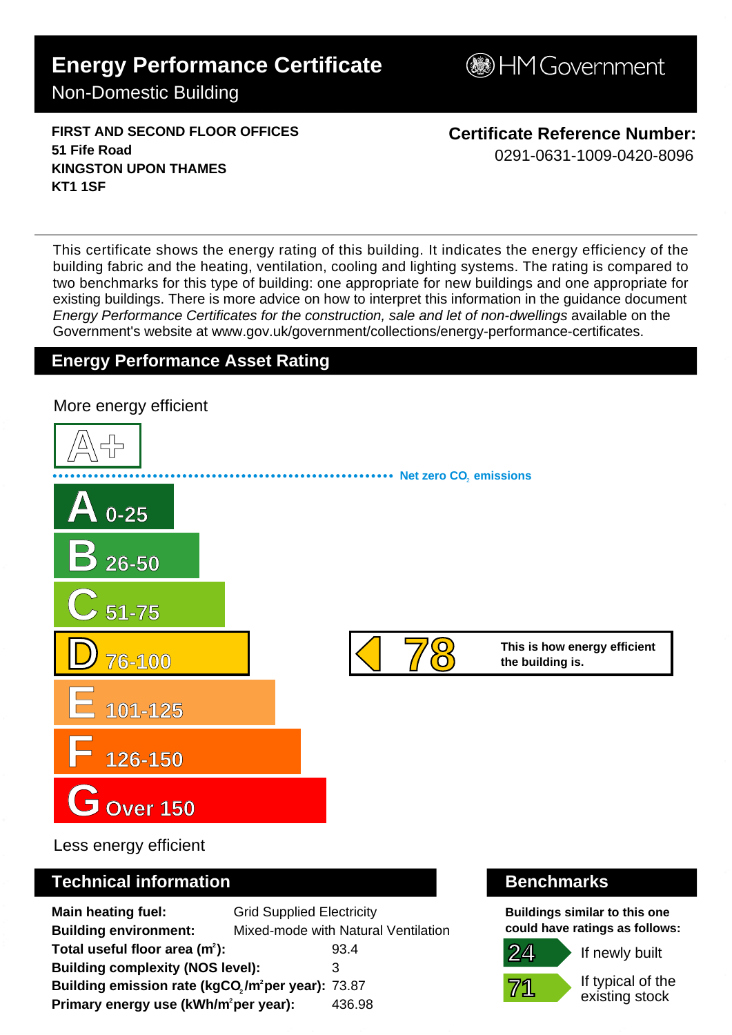# Energy Performance Certificate

## Non-Domestic Building

HM Government

**FIRST AND SECOND FLOOR OFFICES**
**51 Fife Road**
**KINGSTON UPON THAMES**
**KT1 1SF**

**Certificate Reference Number:**
0291-0631-1009-0420-8096

This certificate shows the energy rating of this building. It indicates the energy efficiency of the building fabric and the heating, ventilation, cooling and lighting systems. The rating is compared to two benchmarks for this type of building: one appropriate for new buildings and one appropriate for existing buildings. There is more advice on how to interpret this information in the guidance document *Energy Performance Certificates for the construction, sale and let of non-dwellings* available on the Government's website at www.gov.uk/government/collections/energy-performance-certificates.

## Energy Performance Asset Rating

More energy efficient

A+

Net zero $CO_2$ emissions

- A 0-25
- B 26-50
- C 51-75
- D 76-100
- E 101-125
- F 126-150
- G Over 150

Less energy efficient

**78** (D) — This is how energy efficient the building is.

## Technical information

| | |
|---|---|
| **Main heating fuel:** | Grid Supplied Electricity |
| **Building environment:** | Mixed-mode with Natural Ventilation |
| **Total useful floor area ($m^2$):** | 93.4 |
| **Building complexity (NOS level):** | 3 |
| **Building emission rate ($kgCO_2/m^2$ per year):** | 73.87 |
| **Primary energy use ($kWh/m^2$ per year):** | 436.98 |

## Benchmarks

**Buildings similar to this one could have ratings as follows:**

- **24** If newly built
- **71** If typical of the existing stock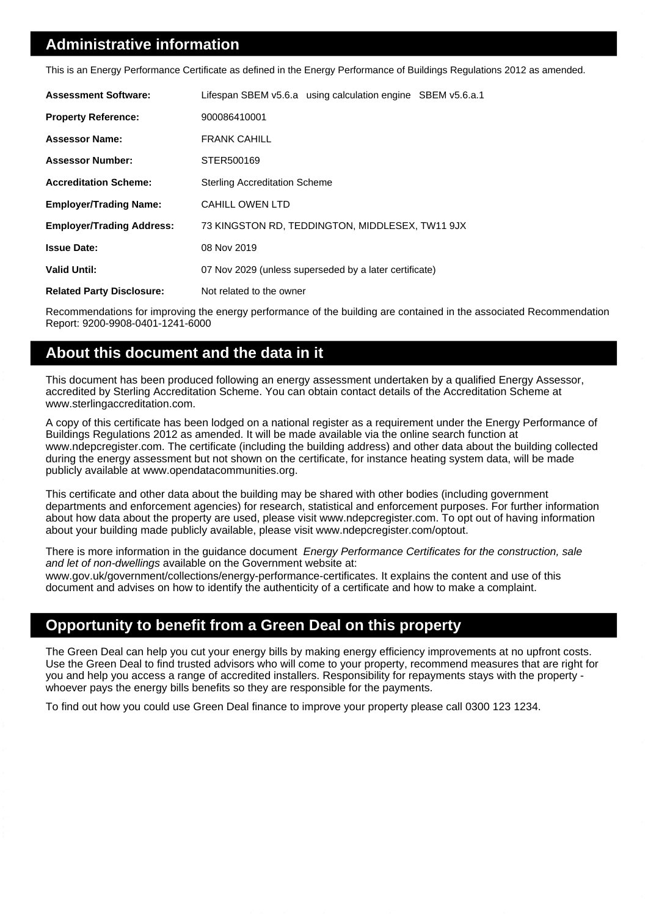## Administrative information

This is an Energy Performance Certificate as defined in the Energy Performance of Buildings Regulations 2012 as amended.

| | |
|---|---|
| **Assessment Software:** | Lifespan SBEM v5.6.a using calculation engine SBEM v5.6.a.1 |
| **Property Reference:** | 900086410001 |
| **Assessor Name:** | FRANK CAHILL |
| **Assessor Number:** | STER500169 |
| **Accreditation Scheme:** | Sterling Accreditation Scheme |
| **Employer/Trading Name:** | CAHILL OWEN LTD |
| **Employer/Trading Address:** | 73 KINGSTON RD, TEDDINGTON, MIDDLESEX, TW11 9JX |
| **Issue Date:** | 08 Nov 2019 |
| **Valid Until:** | 07 Nov 2029 (unless superseded by a later certificate) |
| **Related Party Disclosure:** | Not related to the owner |

Recommendations for improving the energy performance of the building are contained in the associated Recommendation Report: 9200-9908-0401-1241-6000

## About this document and the data in it

This document has been produced following an energy assessment undertaken by a qualified Energy Assessor, accredited by Sterling Accreditation Scheme. You can obtain contact details of the Accreditation Scheme at www.sterlingaccreditation.com.

A copy of this certificate has been lodged on a national register as a requirement under the Energy Performance of Buildings Regulations 2012 as amended. It will be made available via the online search function at www.ndepcregister.com. The certificate (including the building address) and other data about the building collected during the energy assessment but not shown on the certificate, for instance heating system data, will be made publicly available at www.opendatacommunities.org.

This certificate and other data about the building may be shared with other bodies (including government departments and enforcement agencies) for research, statistical and enforcement purposes. For further information about how data about the property are used, please visit www.ndepcregister.com. To opt out of having information about your building made publicly available, please visit www.ndepcregister.com/optout.

There is more information in the guidance document *Energy Performance Certificates for the construction, sale and let of non-dwellings* available on the Government website at: www.gov.uk/government/collections/energy-performance-certificates. It explains the content and use of this document and advises on how to identify the authenticity of a certificate and how to make a complaint.

## Opportunity to benefit from a Green Deal on this property

The Green Deal can help you cut your energy bills by making energy efficiency improvements at no upfront costs. Use the Green Deal to find trusted advisors who will come to your property, recommend measures that are right for you and help you access a range of accredited installers. Responsibility for repayments stays with the property - whoever pays the energy bills benefits so they are responsible for the payments.

To find out how you could use Green Deal finance to improve your property please call 0300 123 1234.